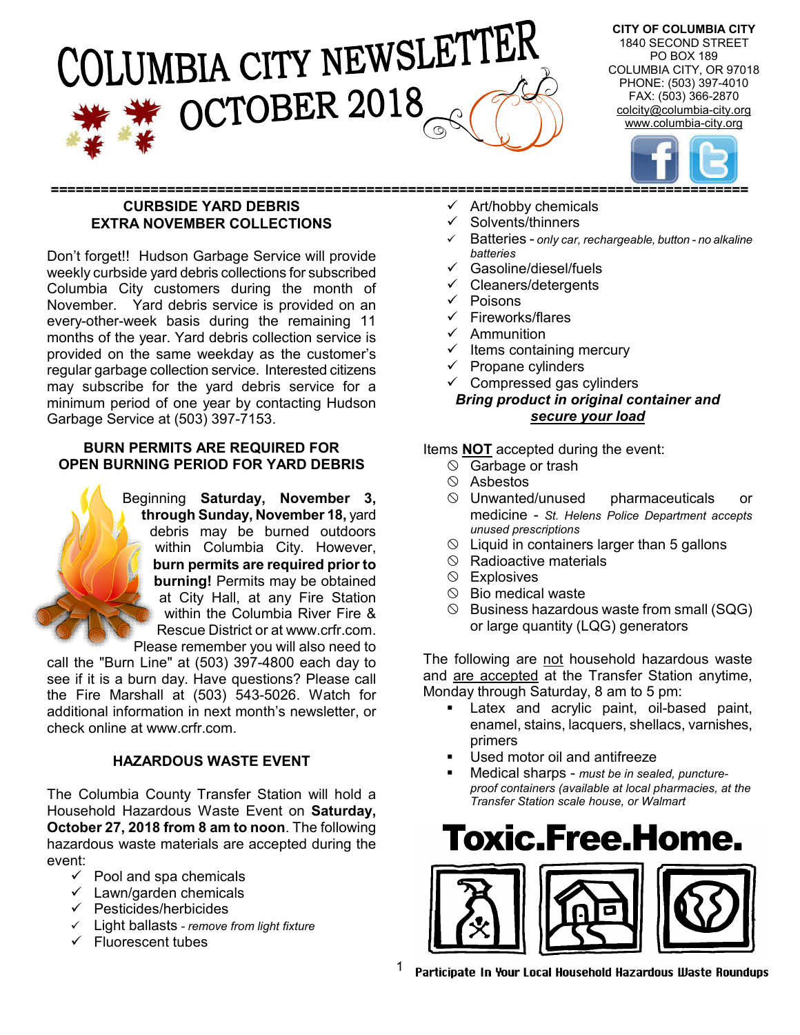# COLUMBIA CITY NEWSLETTER OCTOBER 2018

**CITY OF COLUMBIA CITY**
1840 SECOND STREET
PO BOX 189
COLUMBIA CITY, OR 97018
PHONE: (503) 397-4010
FAX: (503) 366-2870
colcity@columbia-city.org
www.columbia-city.org

## CURBSIDE YARD DEBRIS EXTRA NOVEMBER COLLECTIONS

Don't forget!! Hudson Garbage Service will provide weekly curbside yard debris collections for subscribed Columbia City customers during the month of November. Yard debris service is provided on an every-other-week basis during the remaining 11 months of the year. Yard debris collection service is provided on the same weekday as the customer's regular garbage collection service. Interested citizens may subscribe for the yard debris service for a minimum period of one year by contacting Hudson Garbage Service at (503) 397-7153.

## BURN PERMITS ARE REQUIRED FOR OPEN BURNING PERIOD FOR YARD DEBRIS

Beginning **Saturday, November 3, through Sunday, November 18,** yard debris may be burned outdoors within Columbia City. However, **burn permits are required prior to burning!** Permits may be obtained at City Hall, at any Fire Station within the Columbia River Fire & Rescue District or at www.crfr.com. Please remember you will also need to call the "Burn Line" at (503) 397-4800 each day to see if it is a burn day. Have questions? Please call the Fire Marshall at (503) 543-5026. Watch for additional information in next month's newsletter, or check online at www.crfr.com.

## HAZARDOUS WASTE EVENT

The Columbia County Transfer Station will hold a Household Hazardous Waste Event on **Saturday, October 27, 2018 from 8 am to noon**. The following hazardous waste materials are accepted during the event:

- ✓ Pool and spa chemicals
- ✓ Lawn/garden chemicals
- ✓ Pesticides/herbicides
- ✓ Light ballasts - *remove from light fixture*
- ✓ Fluorescent tubes
- ✓ Art/hobby chemicals
- ✓ Solvents/thinners
- ✓ Batteries - *only car, rechargeable, button - no alkaline batteries*
- ✓ Gasoline/diesel/fuels
- ✓ Cleaners/detergents
- ✓ Poisons
- ✓ Fireworks/flares
- ✓ Ammunition
- ✓ Items containing mercury
- ✓ Propane cylinders
- ✓ Compressed gas cylinders

***Bring product in original container and <u>secure your load</u>***

Items **<u>NOT</u>** accepted during the event:

- ⃠ Garbage or trash
- ⃠ Asbestos
- ⃠ Unwanted/unused pharmaceuticals or medicine - *St. Helens Police Department accepts unused prescriptions*
- ⃠ Liquid in containers larger than 5 gallons
- ⃠ Radioactive materials
- ⃠ Explosives
- ⃠ Bio medical waste
- ⃠ Business hazardous waste from small (SQG) or large quantity (LQG) generators

The following are <u>not</u> household hazardous waste and <u>are accepted</u> at the Transfer Station anytime, Monday through Saturday, 8 am to 5 pm:

- Latex and acrylic paint, oil-based paint, enamel, stains, lacquers, shellacs, varnishes, primers
- Used motor oil and antifreeze
- Medical sharps - *must be in sealed, puncture-proof containers (available at local pharmacies, at the Transfer Station scale house, or Walmart*

**Toxic.Free.Home.**

Participate In Your Local Household Hazardous Waste Roundups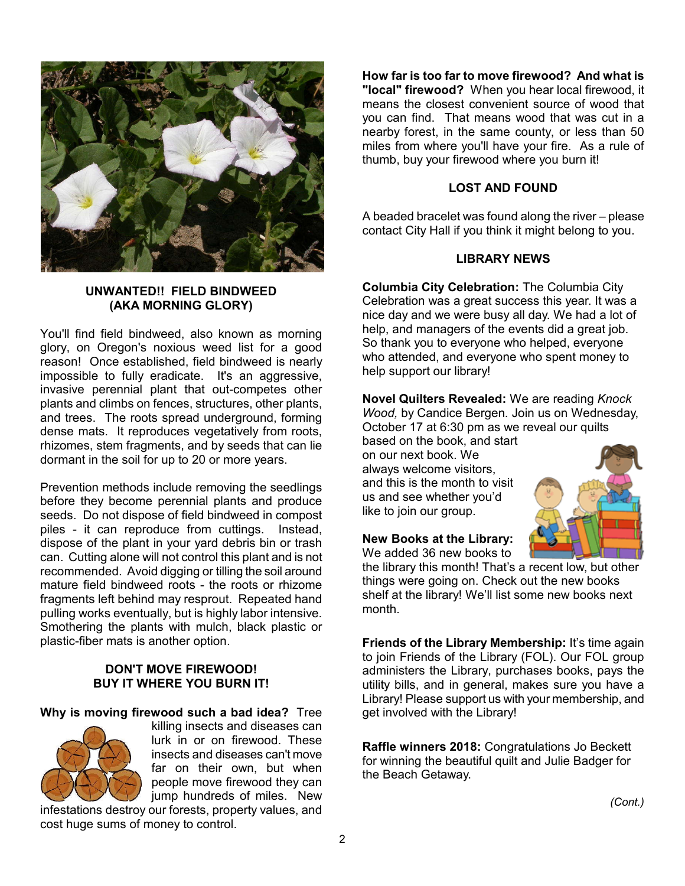## UNWANTED!! FIELD BINDWEED (AKA MORNING GLORY)

You'll find field bindweed, also known as morning glory, on Oregon's noxious weed list for a good reason! Once established, field bindweed is nearly impossible to fully eradicate. It's an aggressive, invasive perennial plant that out-competes other plants and climbs on fences, structures, other plants, and trees. The roots spread underground, forming dense mats. It reproduces vegetatively from roots, rhizomes, stem fragments, and by seeds that can lie dormant in the soil for up to 20 or more years.

Prevention methods include removing the seedlings before they become perennial plants and produce seeds. Do not dispose of field bindweed in compost piles - it can reproduce from cuttings. Instead, dispose of the plant in your yard debris bin or trash can. Cutting alone will not control this plant and is not recommended. Avoid digging or tilling the soil around mature field bindweed roots - the roots or rhizome fragments left behind may resprout. Repeated hand pulling works eventually, but is highly labor intensive. Smothering the plants with mulch, black plastic or plastic-fiber mats is another option.

## DON'T MOVE FIREWOOD! BUY IT WHERE YOU BURN IT!

**Why is moving firewood such a bad idea?** Tree killing insects and diseases can lurk in or on firewood. These insects and diseases can't move far on their own, but when people move firewood they can jump hundreds of miles. New infestations destroy our forests, property values, and cost huge sums of money to control.

**How far is too far to move firewood? And what is "local" firewood?** When you hear local firewood, it means the closest convenient source of wood that you can find. That means wood that was cut in a nearby forest, in the same county, or less than 50 miles from where you'll have your fire. As a rule of thumb, buy your firewood where you burn it!

## LOST AND FOUND

A beaded bracelet was found along the river – please contact City Hall if you think it might belong to you.

## LIBRARY NEWS

**Columbia City Celebration:** The Columbia City Celebration was a great success this year. It was a nice day and we were busy all day. We had a lot of help, and managers of the events did a great job. So thank you to everyone who helped, everyone who attended, and everyone who spent money to help support our library!

**Novel Quilters Revealed:** We are reading *Knock Wood,* by Candice Bergen. Join us on Wednesday, October 17 at 6:30 pm as we reveal our quilts based on the book, and start on our next book. We always welcome visitors, and this is the month to visit us and see whether you'd like to join our group.

**New Books at the Library:** We added 36 new books to the library this month! That's a recent low, but other things were going on. Check out the new books shelf at the library! We'll list some new books next month.

**Friends of the Library Membership:** It's time again to join Friends of the Library (FOL). Our FOL group administers the Library, purchases books, pays the utility bills, and in general, makes sure you have a Library! Please support us with your membership, and get involved with the Library!

**Raffle winners 2018:** Congratulations Jo Beckett for winning the beautiful quilt and Julie Badger for the Beach Getaway.

*(Cont.)*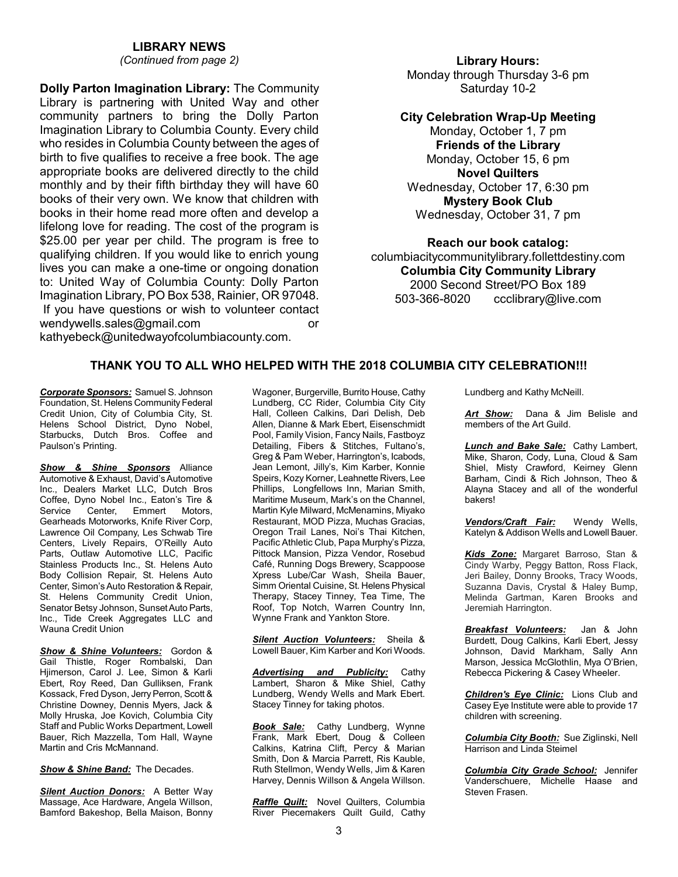## LIBRARY NEWS

*(Continued from page 2)*

**Dolly Parton Imagination Library:** The Community Library is partnering with United Way and other community partners to bring the Dolly Parton Imagination Library to Columbia County. Every child who resides in Columbia County between the ages of birth to five qualifies to receive a free book. The age appropriate books are delivered directly to the child monthly and by their fifth birthday they will have 60 books of their very own. We know that children with books in their home read more often and develop a lifelong love for reading. The cost of the program is $25.00 per year per child. The program is free to qualifying children. If you would like to enrich young lives you can make a one-time or ongoing donation to: United Way of Columbia County: Dolly Parton Imagination Library, PO Box 538, Rainier, OR 97048. If you have questions or wish to volunteer contact wendywells.sales@gmail.com or kathyebeck@unitedwayofcolumbiacounty.com.

**Library Hours:**
Monday through Thursday 3-6 pm
Saturday 10-2

**City Celebration Wrap-Up Meeting**
Monday, October 1, 7 pm

**Friends of the Library**
Monday, October 15, 6 pm

**Novel Quilters**
Wednesday, October 17, 6:30 pm

**Mystery Book Club**
Wednesday, October 31, 7 pm

**Reach our book catalog:**
columbiacitycommunitylibrary.follettdestiny.com

**Columbia City Community Library**
2000 Second Street/PO Box 189
503-366-8020 ccclibrary@live.com

## THANK YOU TO ALL WHO HELPED WITH THE 2018 COLUMBIA CITY CELEBRATION!!!

***Corporate Sponsors:*** Samuel S. Johnson Foundation, St. Helens Community Federal Credit Union, City of Columbia City, St. Helens School District, Dyno Nobel, Starbucks, Dutch Bros. Coffee and Paulson's Printing.

***Show & Shine Sponsors*** Alliance Automotive & Exhaust, David's Automotive Inc., Dealers Market LLC, Dutch Bros Coffee, Dyno Nobel Inc., Eaton's Tire & Service Center, Emmert Motors, Gearheads Motorworks, Knife River Corp, Lawrence Oil Company, Les Schwab Tire Centers, Lively Repairs, O'Reilly Auto Parts, Outlaw Automotive LLC, Pacific Stainless Products Inc., St. Helens Auto Body Collision Repair, St. Helens Auto Center, Simon's Auto Restoration & Repair, St. Helens Community Credit Union, Senator Betsy Johnson, Sunset Auto Parts, Inc., Tide Creek Aggregates LLC and Wauna Credit Union

***Show & Shine Volunteers:*** Gordon & Gail Thistle, Roger Rombalski, Dan Hjimerson, Carol J. Lee, Simon & Karli Ebert, Roy Reed, Dan Gulliksen, Frank Kossack, Fred Dyson, Jerry Perron, Scott & Christine Downey, Dennis Myers, Jack & Molly Hruska, Joe Kovich, Columbia City Staff and Public Works Department, Lowell Bauer, Rich Mazzella, Tom Hall, Wayne Martin and Cris McMannand.

***Show & Shine Band:*** The Decades.

***Silent Auction Donors:*** A Better Way Massage, Ace Hardware, Angela Willson, Bamford Bakeshop, Bella Maison, Bonny Wagoner, Burgerville, Burrito House, Cathy Lundberg, CC Rider, Columbia City City Hall, Colleen Calkins, Dari Delish, Deb Allen, Dianne & Mark Ebert, Eisenschmidt Pool, Family Vision, Fancy Nails, Fastboyz Detailing, Fibers & Stitches, Fultano's, Greg & Pam Weber, Harrington's, Icabods, Jean Lemont, Jilly's, Kim Karber, Konnie Speirs, Kozy Korner, Leahnette Rivers, Lee Phillips, Longfellows Inn, Marian Smith, Maritime Museum, Mark's on the Channel, Martin Kyle Milward, McMenamins, Miyako Restaurant, MOD Pizza, Muchas Gracias, Oregon Trail Lanes, Noi's Thai Kitchen, Pacific Athletic Club, Papa Murphy's Pizza, Pittock Mansion, Pizza Vendor, Rosebud Café, Running Dogs Brewery, Scappoose Xpress Lube/Car Wash, Sheila Bauer, Simm Oriental Cuisine, St. Helens Physical Therapy, Stacey Tinney, Tea Time, The Roof, Top Notch, Warren Country Inn, Wynne Frank and Yankton Store.

***Silent Auction Volunteers:*** Sheila & Lowell Bauer, Kim Karber and Kori Woods.

***Advertising and Publicity:*** Cathy Lambert, Sharon & Mike Shiel, Cathy Lundberg, Wendy Wells and Mark Ebert. Stacey Tinney for taking photos.

***Book Sale:*** Cathy Lundberg, Wynne Frank, Mark Ebert, Doug & Colleen Calkins, Katrina Clift, Percy & Marian Smith, Don & Marcia Parrett, Ris Kauble, Ruth Stellmon, Wendy Wells, Jim & Karen Harvey, Dennis Willson & Angela Willson.

***Raffle Quilt:*** Novel Quilters, Columbia River Piecemakers Quilt Guild, Cathy Lundberg and Kathy McNeill.

***Art Show:*** Dana & Jim Belisle and members of the Art Guild.

***Lunch and Bake Sale:*** Cathy Lambert, Mike, Sharon, Cody, Luna, Cloud & Sam Shiel, Misty Crawford, Keirney Glenn Barham, Cindi & Rich Johnson, Theo & Alayna Stacey and all of the wonderful bakers!

***Vendors/Craft Fair:*** Wendy Wells, Katelyn & Addison Wells and Lowell Bauer.

***Kids Zone:*** Margaret Barroso, Stan & Cindy Warby, Peggy Batton, Ross Flack, Jeri Bailey, Donny Brooks, Tracy Woods, Suzanna Davis, Crystal & Haley Bump, Melinda Gartman, Karen Brooks and Jeremiah Harrington.

***Breakfast Volunteers:*** Jan & John Burdett, Doug Calkins, Karli Ebert, Jessy Johnson, David Markham, Sally Ann Marson, Jessica McGlothlin, Mya O'Brien, Rebecca Pickering & Casey Wheeler.

***Children's Eye Clinic:*** Lions Club and Casey Eye Institute were able to provide 17 children with screening.

***Columbia City Booth:*** Sue Ziglinski, Nell Harrison and Linda Steimel

***Columbia City Grade School:*** Jennifer Vanderschuere, Michelle Haase and Steven Frasen.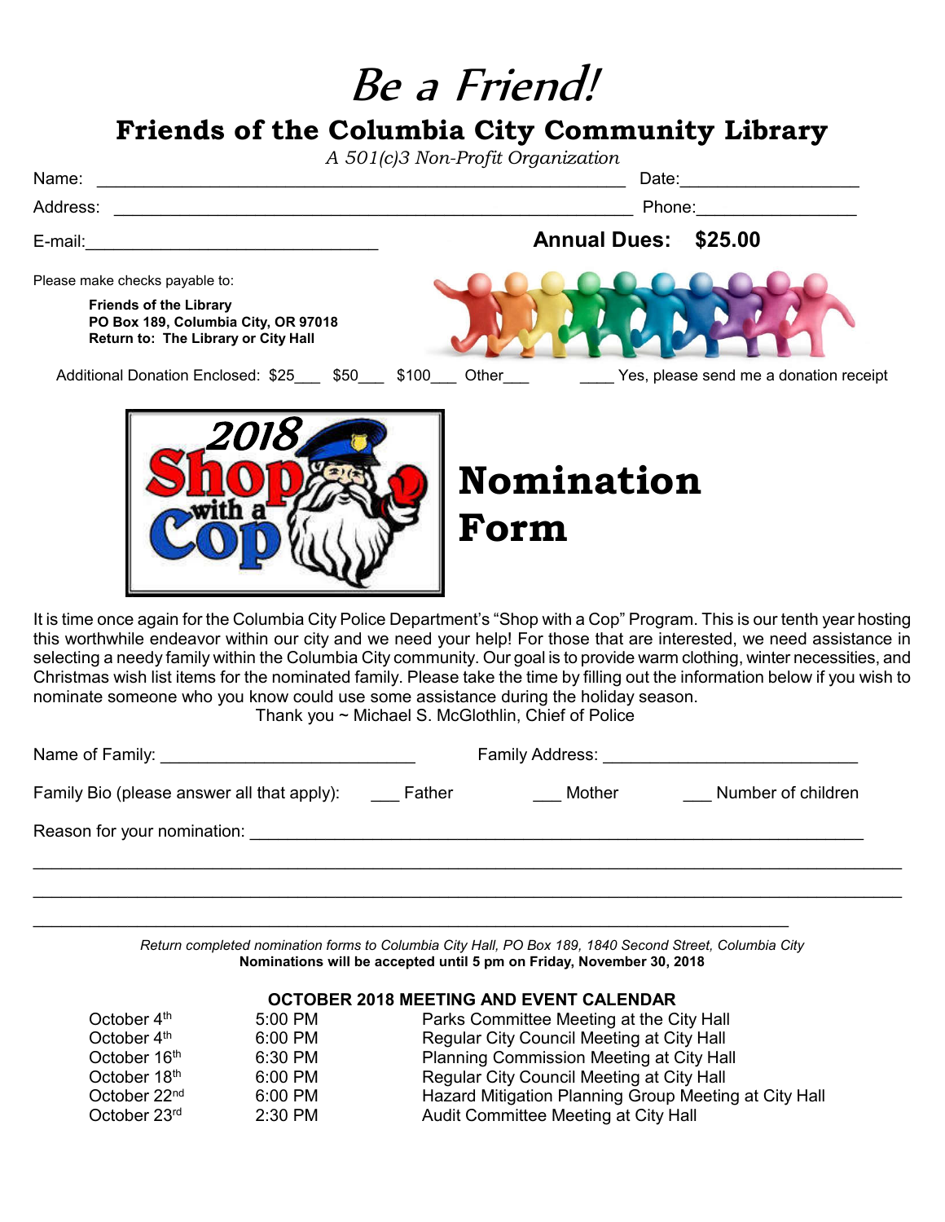# *Be a Friend!*

## Friends of the Columbia City Community Library

*A 501(c)3 Non-Profit Organization*

Name: ____________________________________________________________ Date:__________________

Address: ___________________________________________________________ Phone:________________

E-mail:________________________________ **Annual Dues: $25.00**

Please make checks payable to:

**Friends of the Library**
**PO Box 189, Columbia City, OR 97018**
**Return to: The Library or City Hall**

Additional Donation Enclosed: $25___ $50___ $100___ Other___ ____ Yes, please send me a donation receipt

2018 Shop with a Cop

# Nomination Form

It is time once again for the Columbia City Police Department's "Shop with a Cop" Program. This is our tenth year hosting this worthwhile endeavor within our city and we need your help! For those that are interested, we need assistance in selecting a needy family within the Columbia City community. Our goal is to provide warm clothing, winter necessities, and Christmas wish list items for the nominated family. Please take the time by filling out the information below if you wish to nominate someone who you know could use some assistance during the holiday season.

Thank you ~ Michael S. McGlothlin, Chief of Police

Name of Family: ____________________________ Family Address: ____________________________

Family Bio (please answer all that apply): ___ Father ___ Mother ___ Number of children

Reason for your nomination: ____________________________________________________________________

_______________________________________________________________________________________________

_______________________________________________________________________________________________

_______________________________________________________________________________________________

*Return completed nomination forms to Columbia City Hall, PO Box 189, 1840 Second Street, Columbia City*
**Nominations will be accepted until 5 pm on Friday, November 30, 2018**

### OCTOBER 2018 MEETING AND EVENT CALENDAR

| | | |
|---|---|---|
| October 4th | 5:00 PM | Parks Committee Meeting at the City Hall |
| October 4th | 6:00 PM | Regular City Council Meeting at City Hall |
| October 16th | 6:30 PM | Planning Commission Meeting at City Hall |
| October 18th | 6:00 PM | Regular City Council Meeting at City Hall |
| October 22nd | 6:00 PM | Hazard Mitigation Planning Group Meeting at City Hall |
| October 23rd | 2:30 PM | Audit Committee Meeting at City Hall |